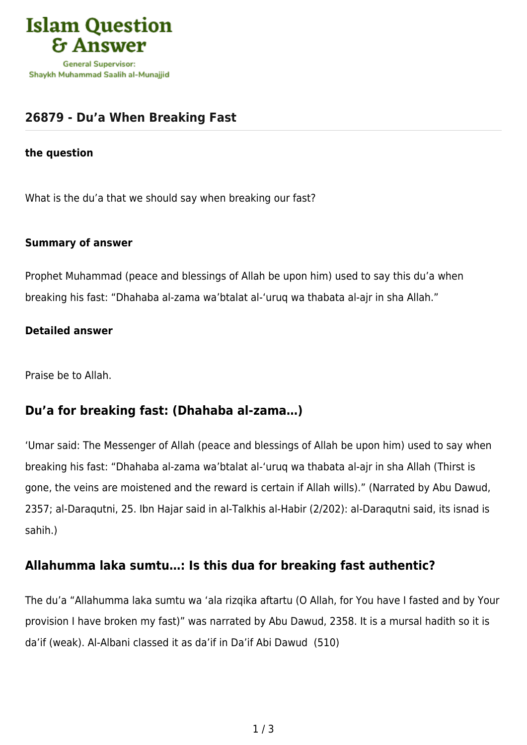Islam Question & Answer

General Supervisor: Shaykh Muhammad Saalih al-Munajjid

## 26879 - Du'a When Breaking Fast

**the question**

What is the du'a that we should say when breaking our fast?

**Summary of answer**

Prophet Muhammad (peace and blessings of Allah be upon him) used to say this du'a when breaking his fast: "Dhahaba al-zama wa'btalat al-'uruq wa thabata al-ajr in sha Allah."

**Detailed answer**

Praise be to Allah.

### Du'a for breaking fast: (Dhahaba al-zama…)

'Umar said: The Messenger of Allah (peace and blessings of Allah be upon him) used to say when breaking his fast: "Dhahaba al-zama wa'btalat al-'uruq wa thabata al-ajr in sha Allah (Thirst is gone, the veins are moistened and the reward is certain if Allah wills)." (Narrated by Abu Dawud, 2357; al-Daraqutni, 25. Ibn Hajar said in al-Talkhis al-Habir (2/202): al-Daraqutni said, its isnad is sahih.)

### Allahumma laka sumtu…: Is this dua for breaking fast authentic?

The du'a "Allahumma laka sumtu wa 'ala rizqika aftartu (O Allah, for You have I fasted and by Your provision I have broken my fast)" was narrated by Abu Dawud, 2358. It is a mursal hadith so it is da'if (weak). Al-Albani classed it as da'if in Da'if Abi Dawud (510)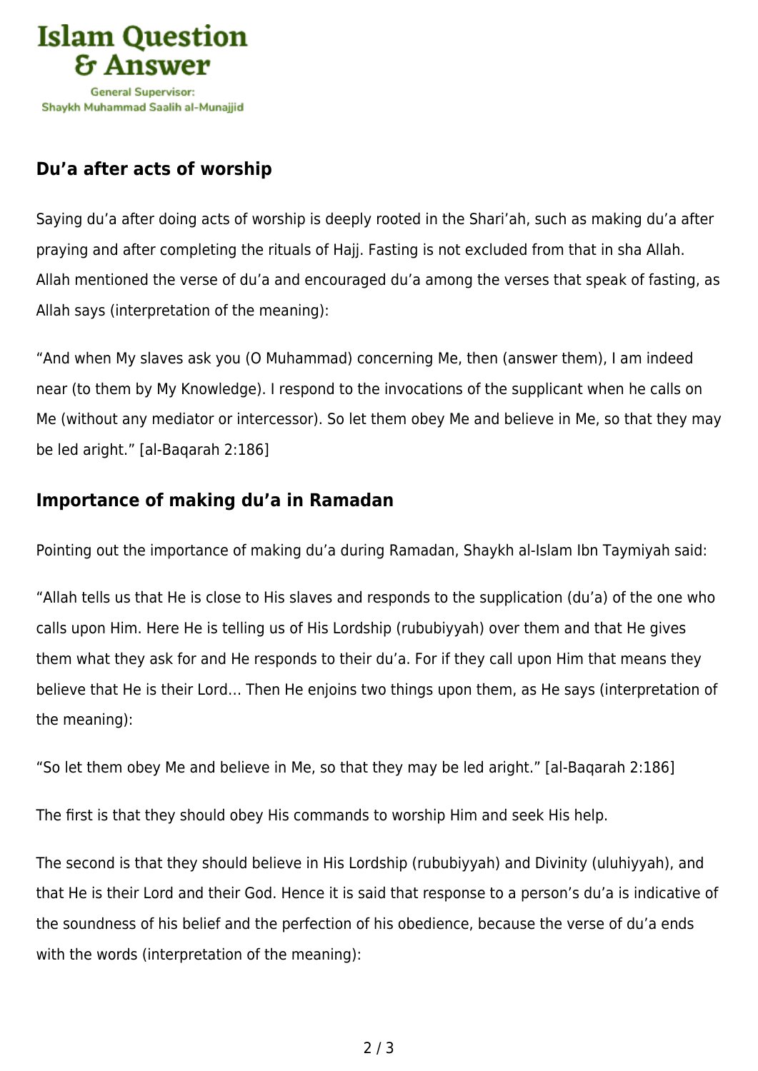### Du'a after acts of worship

Saying du'a after doing acts of worship is deeply rooted in the Shari'ah, such as making du'a after praying and after completing the rituals of Hajj. Fasting is not excluded from that in sha Allah. Allah mentioned the verse of du'a and encouraged du'a among the verses that speak of fasting, as Allah says (interpretation of the meaning):

"And when My slaves ask you (O Muhammad) concerning Me, then (answer them), I am indeed near (to them by My Knowledge). I respond to the invocations of the supplicant when he calls on Me (without any mediator or intercessor). So let them obey Me and believe in Me, so that they may be led aright." [al-Baqarah 2:186]

### Importance of making du'a in Ramadan

Pointing out the importance of making du'a during Ramadan, Shaykh al-Islam Ibn Taymiyah said:

"Allah tells us that He is close to His slaves and responds to the supplication (du'a) of the one who calls upon Him. Here He is telling us of His Lordship (rububiyyah) over them and that He gives them what they ask for and He responds to their du'a. For if they call upon Him that means they believe that He is their Lord… Then He enjoins two things upon them, as He says (interpretation of the meaning):

"So let them obey Me and believe in Me, so that they may be led aright." [al-Baqarah 2:186]

The first is that they should obey His commands to worship Him and seek His help.

The second is that they should believe in His Lordship (rububiyyah) and Divinity (uluhiyyah), and that He is their Lord and their God. Hence it is said that response to a person's du'a is indicative of the soundness of his belief and the perfection of his obedience, because the verse of du'a ends with the words (interpretation of the meaning):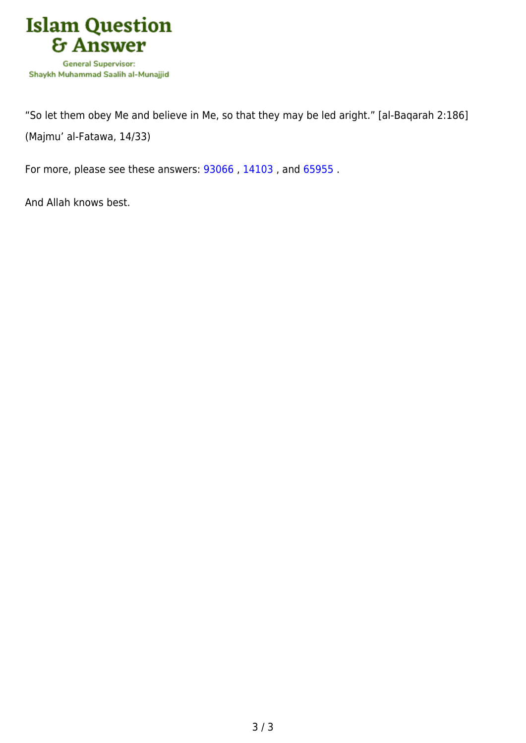“So let them obey Me and believe in Me, so that they may be led aright.” [al-Baqarah 2:186] (Majmu’ al-Fatawa, 14/33)

For more, please see these answers: 93066 , 14103 , and 65955 .

And Allah knows best.